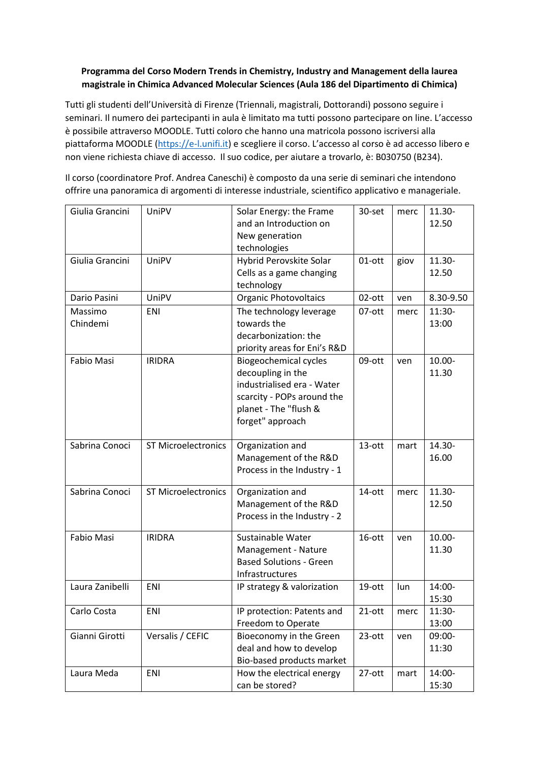**Programma del Corso Modern Trends in Chemistry, Industry and Management della laurea magistrale in Chimica Advanced Molecular Sciences (Aula 186 del Dipartimento di Chimica)**

Tutti gli studenti dell'Università di Firenze (Triennali, magistrali, Dottorandi) possono seguire i seminari. Il numero dei partecipanti in aula è limitato ma tutti possono partecipare on line. L'accesso è possibile attraverso MOODLE. Tutti coloro che hanno una matricola possono iscriversi alla piattaforma MOODLE (https://e-l.unifi.it) e scegliere il corso. L'accesso al corso è ad accesso libero e non viene richiesta chiave di accesso. Il suo codice, per aiutare a trovarlo, è: B030750 (B234).

Il corso (coordinatore Prof. Andrea Caneschi) è composto da una serie di seminari che intendono offrire una panoramica di argomenti di interesse industriale, scientifico applicativo e manageriale.

| | | | | | |
|---|---|---|---|---|---|
| Giulia Grancini | UniPV | Solar Energy: the Frame and an Introduction on New generation technologies | 30-set | merc | 11.30-12.50 |
| Giulia Grancini | UniPV | Hybrid Perovskite Solar Cells as a game changing technology | 01-ott | giov | 11.30-12.50 |
| Dario Pasini | UniPV | Organic Photovoltaics | 02-ott | ven | 8.30-9.50 |
| Massimo Chindemi | ENI | The technology leverage towards the decarbonization: the priority areas for Eni's R&D | 07-ott | merc | 11:30-13:00 |
| Fabio Masi | IRIDRA | Biogeochemical cycles decoupling in the industrialised era - Water scarcity - POPs around the planet - The "flush & forget" approach | 09-ott | ven | 10.00-11.30 |
| Sabrina Conoci | ST Microelectronics | Organization and Management of the R&D Process in the Industry - 1 | 13-ott | mart | 14.30-16.00 |
| Sabrina Conoci | ST Microelectronics | Organization and Management of the R&D Process in the Industry - 2 | 14-ott | merc | 11.30-12.50 |
| Fabio Masi | IRIDRA | Sustainable Water Management - Nature Based Solutions - Green Infrastructures | 16-ott | ven | 10.00-11.30 |
| Laura Zanibelli | ENI | IP strategy & valorization | 19-ott | lun | 14:00-15:30 |
| Carlo Costa | ENI | IP protection: Patents and Freedom to Operate | 21-ott | merc | 11:30-13:00 |
| Gianni Girotti | Versalis / CEFIC | Bioeconomy in the Green deal and how to develop Bio-based products market | 23-ott | ven | 09:00-11:30 |
| Laura Meda | ENI | How the electrical energy can be stored? | 27-ott | mart | 14:00-15:30 |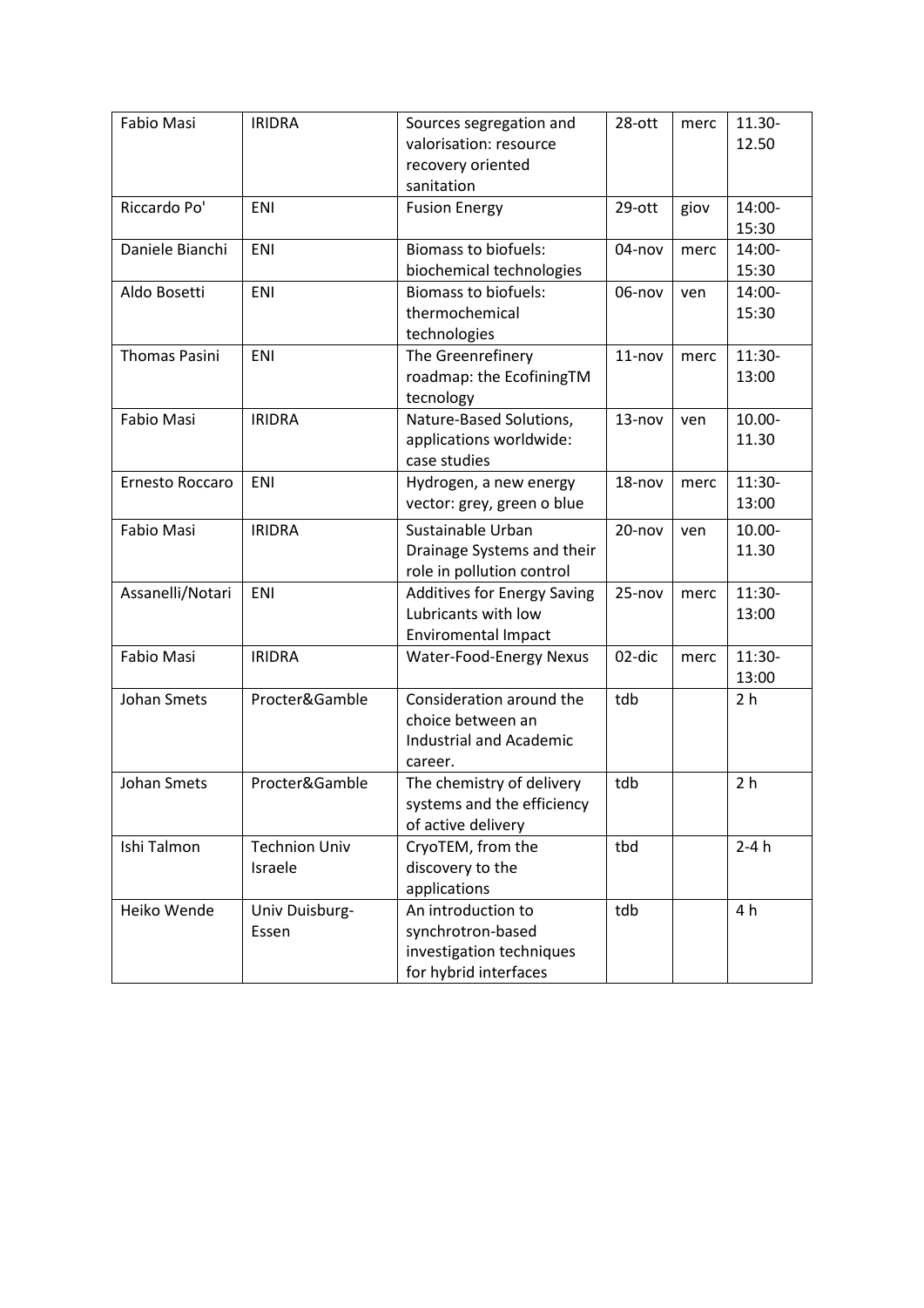| | | | | | |
|---|---|---|---|---|---|
| Fabio Masi | IRIDRA | Sources segregation and valorisation: resource recovery oriented sanitation | 28-ott | merc | 11.30-12.50 |
| Riccardo Po' | ENI | Fusion Energy | 29-ott | giov | 14:00-15:30 |
| Daniele Bianchi | ENI | Biomass to biofuels: biochemical technologies | 04-nov | merc | 14:00-15:30 |
| Aldo Bosetti | ENI | Biomass to biofuels: thermochemical technologies | 06-nov | ven | 14:00-15:30 |
| Thomas Pasini | ENI | The Greenrefinery roadmap: the EcofiningTM tecnology | 11-nov | merc | 11:30-13:00 |
| Fabio Masi | IRIDRA | Nature-Based Solutions, applications worldwide: case studies | 13-nov | ven | 10.00-11.30 |
| Ernesto Roccaro | ENI | Hydrogen, a new energy vector: grey, green o blue | 18-nov | merc | 11:30-13:00 |
| Fabio Masi | IRIDRA | Sustainable Urban Drainage Systems and their role in pollution control | 20-nov | ven | 10.00-11.30 |
| Assanelli/Notari | ENI | Additives for Energy Saving Lubricants with low Enviromental Impact | 25-nov | merc | 11:30-13:00 |
| Fabio Masi | IRIDRA | Water-Food-Energy Nexus | 02-dic | merc | 11:30-13:00 |
| Johan Smets | Procter&Gamble | Consideration around the choice between an Industrial and Academic career. | tdb | | 2 h |
| Johan Smets | Procter&Gamble | The chemistry of delivery systems and the efficiency of active delivery | tdb | | 2 h |
| Ishi Talmon | Technion Univ Israele | CryoTEM, from the discovery to the applications | tbd | | 2-4 h |
| Heiko Wende | Univ Duisburg-Essen | An introduction to synchrotron-based investigation techniques for hybrid interfaces | tdb | | 4 h |